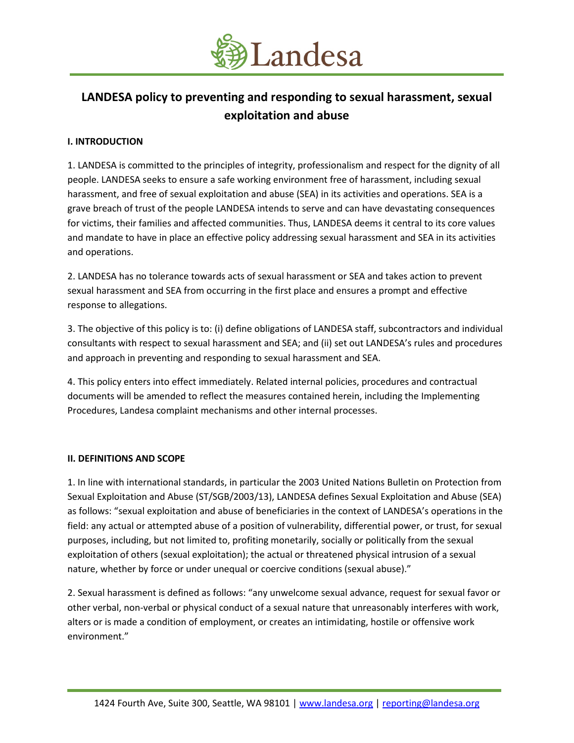# LANDESA policy to preventing and responding to sexual harassment, sexual exploitation and abuse

## I. INTRODUCTION

1. LANDESA is committed to the principles of integrity, professionalism and respect for the dignity of all people. LANDESA seeks to ensure a safe working environment free of harassment, including sexual harassment, and free of sexual exploitation and abuse (SEA) in its activities and operations. SEA is a grave breach of trust of the people LANDESA intends to serve and can have devastating consequences for victims, their families and affected communities. Thus, LANDESA deems it central to its core values and mandate to have in place an effective policy addressing sexual harassment and SEA in its activities and operations.

2. LANDESA has no tolerance towards acts of sexual harassment or SEA and takes action to prevent sexual harassment and SEA from occurring in the first place and ensures a prompt and effective response to allegations.

3. The objective of this policy is to: (i) define obligations of LANDESA staff, subcontractors and individual consultants with respect to sexual harassment and SEA; and (ii) set out LANDESA's rules and procedures and approach in preventing and responding to sexual harassment and SEA.

4. This policy enters into effect immediately. Related internal policies, procedures and contractual documents will be amended to reflect the measures contained herein, including the Implementing Procedures, Landesa complaint mechanisms and other internal processes.

## II. DEFINITIONS AND SCOPE

1. In line with international standards, in particular the 2003 United Nations Bulletin on Protection from Sexual Exploitation and Abuse (ST/SGB/2003/13), LANDESA defines Sexual Exploitation and Abuse (SEA) as follows: "sexual exploitation and abuse of beneficiaries in the context of LANDESA's operations in the field: any actual or attempted abuse of a position of vulnerability, differential power, or trust, for sexual purposes, including, but not limited to, profiting monetarily, socially or politically from the sexual exploitation of others (sexual exploitation); the actual or threatened physical intrusion of a sexual nature, whether by force or under unequal or coercive conditions (sexual abuse)."

2. Sexual harassment is defined as follows: "any unwelcome sexual advance, request for sexual favor or other verbal, non-verbal or physical conduct of a sexual nature that unreasonably interferes with work, alters or is made a condition of employment, or creates an intimidating, hostile or offensive work environment."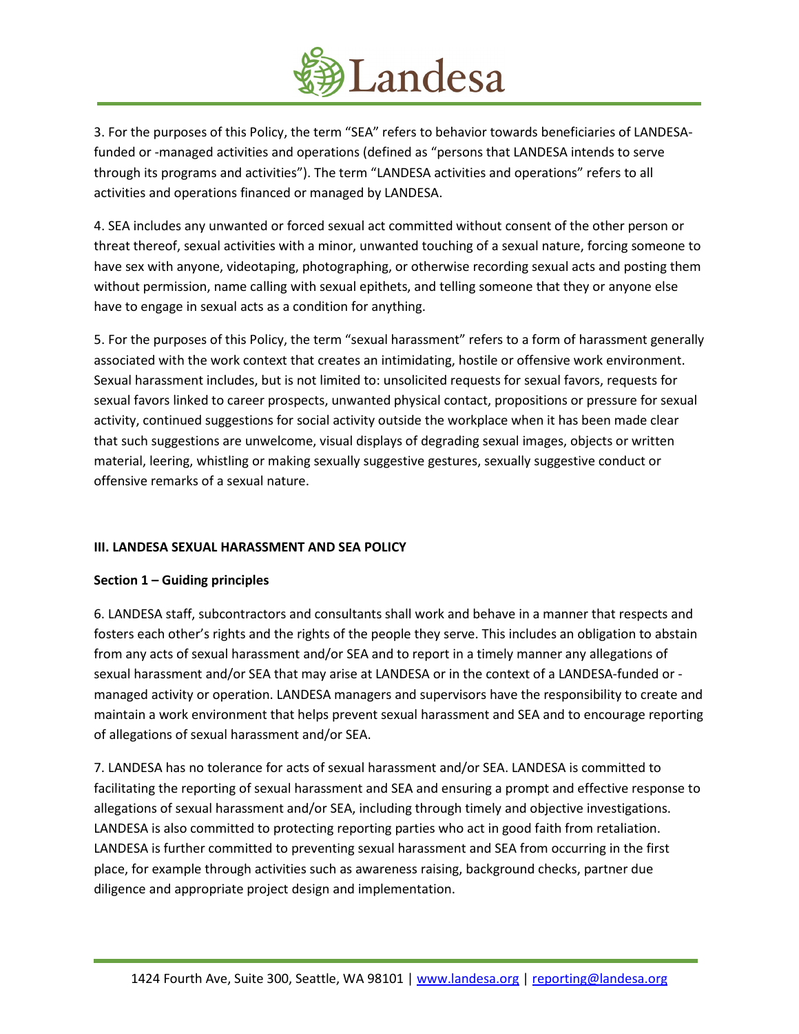3. For the purposes of this Policy, the term "SEA" refers to behavior towards beneficiaries of LANDESA-funded or -managed activities and operations (defined as "persons that LANDESA intends to serve through its programs and activities"). The term "LANDESA activities and operations" refers to all activities and operations financed or managed by LANDESA.

4. SEA includes any unwanted or forced sexual act committed without consent of the other person or threat thereof, sexual activities with a minor, unwanted touching of a sexual nature, forcing someone to have sex with anyone, videotaping, photographing, or otherwise recording sexual acts and posting them without permission, name calling with sexual epithets, and telling someone that they or anyone else have to engage in sexual acts as a condition for anything.

5. For the purposes of this Policy, the term "sexual harassment" refers to a form of harassment generally associated with the work context that creates an intimidating, hostile or offensive work environment. Sexual harassment includes, but is not limited to: unsolicited requests for sexual favors, requests for sexual favors linked to career prospects, unwanted physical contact, propositions or pressure for sexual activity, continued suggestions for social activity outside the workplace when it has been made clear that such suggestions are unwelcome, visual displays of degrading sexual images, objects or written material, leering, whistling or making sexually suggestive gestures, sexually suggestive conduct or offensive remarks of a sexual nature.

## III. LANDESA SEXUAL HARASSMENT AND SEA POLICY

### Section 1 – Guiding principles

6. LANDESA staff, subcontractors and consultants shall work and behave in a manner that respects and fosters each other's rights and the rights of the people they serve. This includes an obligation to abstain from any acts of sexual harassment and/or SEA and to report in a timely manner any allegations of sexual harassment and/or SEA that may arise at LANDESA or in the context of a LANDESA-funded or -managed activity or operation. LANDESA managers and supervisors have the responsibility to create and maintain a work environment that helps prevent sexual harassment and SEA and to encourage reporting of allegations of sexual harassment and/or SEA.

7. LANDESA has no tolerance for acts of sexual harassment and/or SEA. LANDESA is committed to facilitating the reporting of sexual harassment and SEA and ensuring a prompt and effective response to allegations of sexual harassment and/or SEA, including through timely and objective investigations. LANDESA is also committed to protecting reporting parties who act in good faith from retaliation. LANDESA is further committed to preventing sexual harassment and SEA from occurring in the first place, for example through activities such as awareness raising, background checks, partner due diligence and appropriate project design and implementation.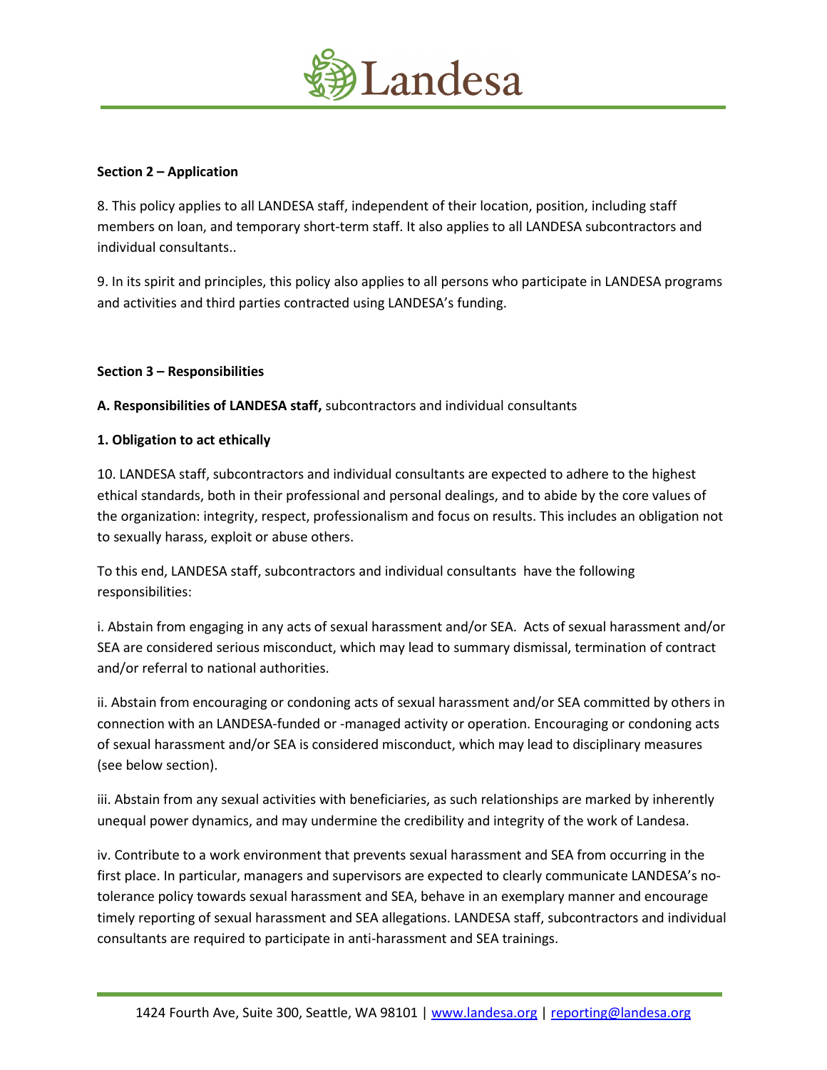**Section 2 – Application**

8. This policy applies to all LANDESA staff, independent of their location, position, including staff members on loan, and temporary short-term staff. It also applies to all LANDESA subcontractors and individual consultants..

9. In its spirit and principles, this policy also applies to all persons who participate in LANDESA programs and activities and third parties contracted using LANDESA's funding.

**Section 3 – Responsibilities**

**A. Responsibilities of LANDESA staff,** subcontractors and individual consultants

**1. Obligation to act ethically**

10. LANDESA staff, subcontractors and individual consultants are expected to adhere to the highest ethical standards, both in their professional and personal dealings, and to abide by the core values of the organization: integrity, respect, professionalism and focus on results. This includes an obligation not to sexually harass, exploit or abuse others.

To this end, LANDESA staff, subcontractors and individual consultants have the following responsibilities:

i. Abstain from engaging in any acts of sexual harassment and/or SEA. Acts of sexual harassment and/or SEA are considered serious misconduct, which may lead to summary dismissal, termination of contract and/or referral to national authorities.

ii. Abstain from encouraging or condoning acts of sexual harassment and/or SEA committed by others in connection with an LANDESA-funded or -managed activity or operation. Encouraging or condoning acts of sexual harassment and/or SEA is considered misconduct, which may lead to disciplinary measures (see below section).

iii. Abstain from any sexual activities with beneficiaries, as such relationships are marked by inherently unequal power dynamics, and may undermine the credibility and integrity of the work of Landesa.

iv. Contribute to a work environment that prevents sexual harassment and SEA from occurring in the first place. In particular, managers and supervisors are expected to clearly communicate LANDESA's no-tolerance policy towards sexual harassment and SEA, behave in an exemplary manner and encourage timely reporting of sexual harassment and SEA allegations. LANDESA staff, subcontractors and individual consultants are required to participate in anti-harassment and SEA trainings.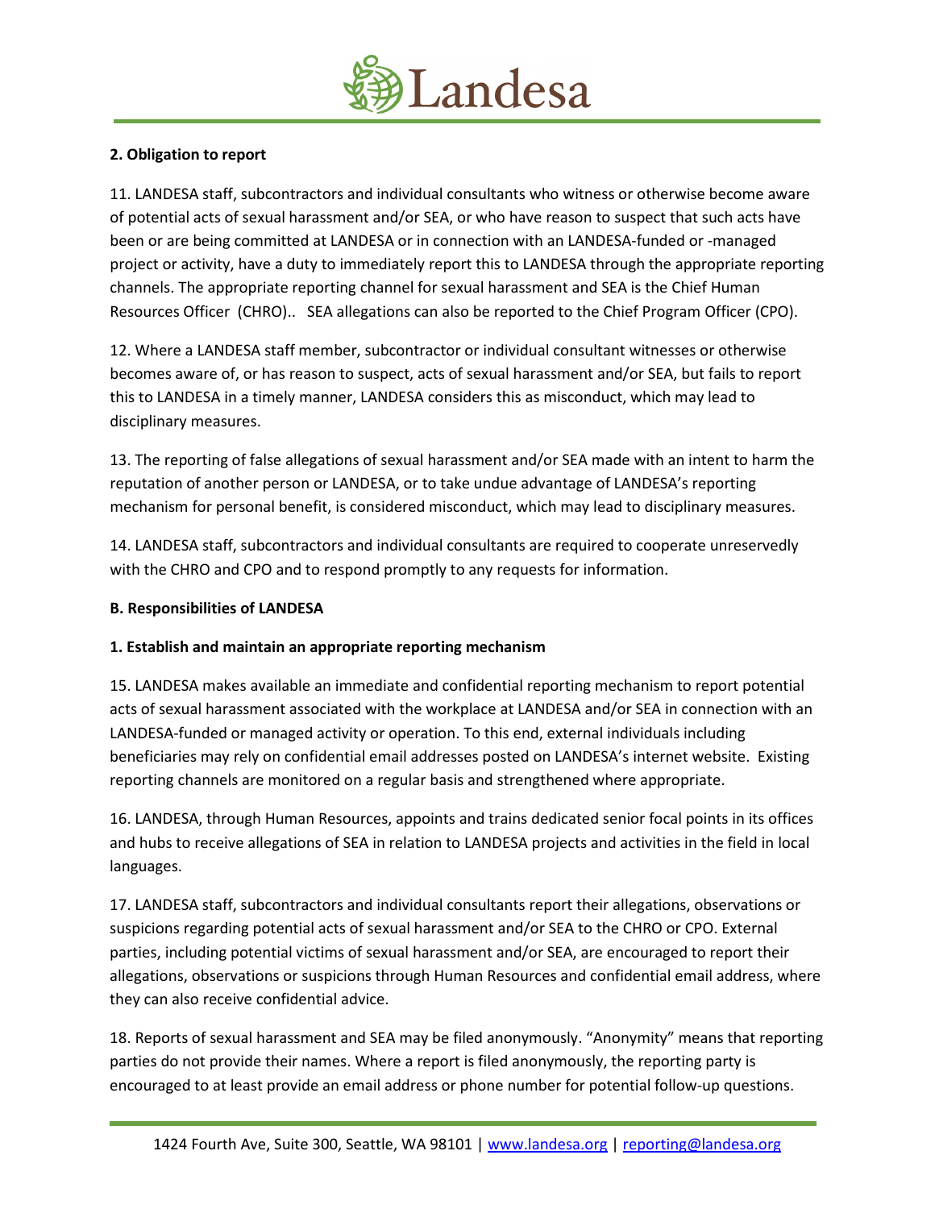**2. Obligation to report**

11. LANDESA staff, subcontractors and individual consultants who witness or otherwise become aware of potential acts of sexual harassment and/or SEA, or who have reason to suspect that such acts have been or are being committed at LANDESA or in connection with an LANDESA-funded or -managed project or activity, have a duty to immediately report this to LANDESA through the appropriate reporting channels. The appropriate reporting channel for sexual harassment and SEA is the Chief Human Resources Officer (CHRO).. SEA allegations can also be reported to the Chief Program Officer (CPO).

12. Where a LANDESA staff member, subcontractor or individual consultant witnesses or otherwise becomes aware of, or has reason to suspect, acts of sexual harassment and/or SEA, but fails to report this to LANDESA in a timely manner, LANDESA considers this as misconduct, which may lead to disciplinary measures.

13. The reporting of false allegations of sexual harassment and/or SEA made with an intent to harm the reputation of another person or LANDESA, or to take undue advantage of LANDESA's reporting mechanism for personal benefit, is considered misconduct, which may lead to disciplinary measures.

14. LANDESA staff, subcontractors and individual consultants are required to cooperate unreservedly with the CHRO and CPO and to respond promptly to any requests for information.

**B. Responsibilities of LANDESA**

**1. Establish and maintain an appropriate reporting mechanism**

15. LANDESA makes available an immediate and confidential reporting mechanism to report potential acts of sexual harassment associated with the workplace at LANDESA and/or SEA in connection with an LANDESA-funded or managed activity or operation. To this end, external individuals including beneficiaries may rely on confidential email addresses posted on LANDESA's internet website. Existing reporting channels are monitored on a regular basis and strengthened where appropriate.

16. LANDESA, through Human Resources, appoints and trains dedicated senior focal points in its offices and hubs to receive allegations of SEA in relation to LANDESA projects and activities in the field in local languages.

17. LANDESA staff, subcontractors and individual consultants report their allegations, observations or suspicions regarding potential acts of sexual harassment and/or SEA to the CHRO or CPO. External parties, including potential victims of sexual harassment and/or SEA, are encouraged to report their allegations, observations or suspicions through Human Resources and confidential email address, where they can also receive confidential advice.

18. Reports of sexual harassment and SEA may be filed anonymously. "Anonymity" means that reporting parties do not provide their names. Where a report is filed anonymously, the reporting party is encouraged to at least provide an email address or phone number for potential follow-up questions.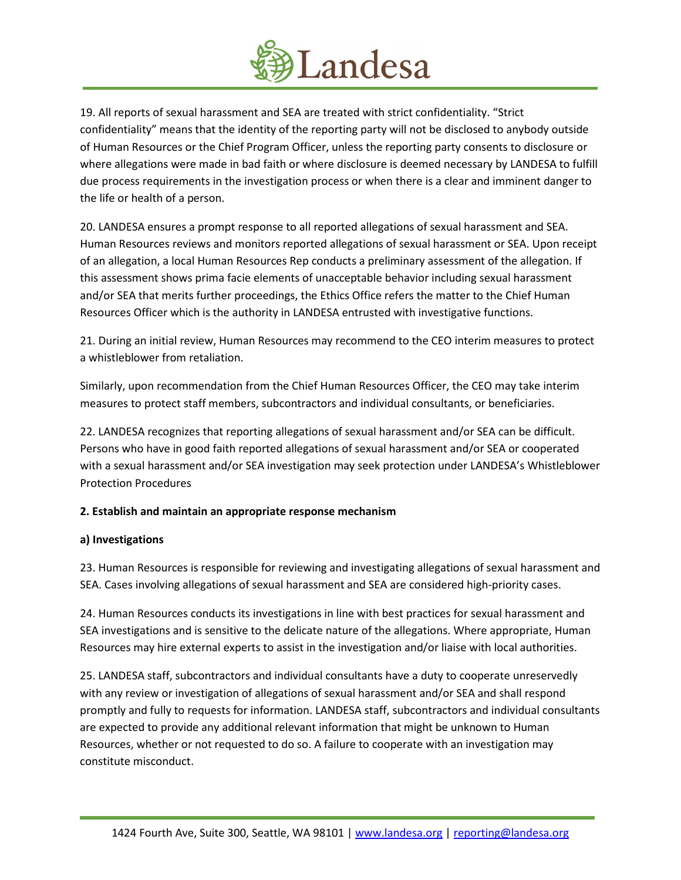19. All reports of sexual harassment and SEA are treated with strict confidentiality. "Strict confidentiality" means that the identity of the reporting party will not be disclosed to anybody outside of Human Resources or the Chief Program Officer, unless the reporting party consents to disclosure or where allegations were made in bad faith or where disclosure is deemed necessary by LANDESA to fulfill due process requirements in the investigation process or when there is a clear and imminent danger to the life or health of a person.

20. LANDESA ensures a prompt response to all reported allegations of sexual harassment and SEA. Human Resources reviews and monitors reported allegations of sexual harassment or SEA. Upon receipt of an allegation, a local Human Resources Rep conducts a preliminary assessment of the allegation. If this assessment shows prima facie elements of unacceptable behavior including sexual harassment and/or SEA that merits further proceedings, the Ethics Office refers the matter to the Chief Human Resources Officer which is the authority in LANDESA entrusted with investigative functions.

21. During an initial review, Human Resources may recommend to the CEO interim measures to protect a whistleblower from retaliation.

Similarly, upon recommendation from the Chief Human Resources Officer, the CEO may take interim measures to protect staff members, subcontractors and individual consultants, or beneficiaries.

22. LANDESA recognizes that reporting allegations of sexual harassment and/or SEA can be difficult. Persons who have in good faith reported allegations of sexual harassment and/or SEA or cooperated with a sexual harassment and/or SEA investigation may seek protection under LANDESA's Whistleblower Protection Procedures

**2. Establish and maintain an appropriate response mechanism**

**a) Investigations**

23. Human Resources is responsible for reviewing and investigating allegations of sexual harassment and SEA. Cases involving allegations of sexual harassment and SEA are considered high-priority cases.

24. Human Resources conducts its investigations in line with best practices for sexual harassment and SEA investigations and is sensitive to the delicate nature of the allegations. Where appropriate, Human Resources may hire external experts to assist in the investigation and/or liaise with local authorities.

25. LANDESA staff, subcontractors and individual consultants have a duty to cooperate unreservedly with any review or investigation of allegations of sexual harassment and/or SEA and shall respond promptly and fully to requests for information. LANDESA staff, subcontractors and individual consultants are expected to provide any additional relevant information that might be unknown to Human Resources, whether or not requested to do so. A failure to cooperate with an investigation may constitute misconduct.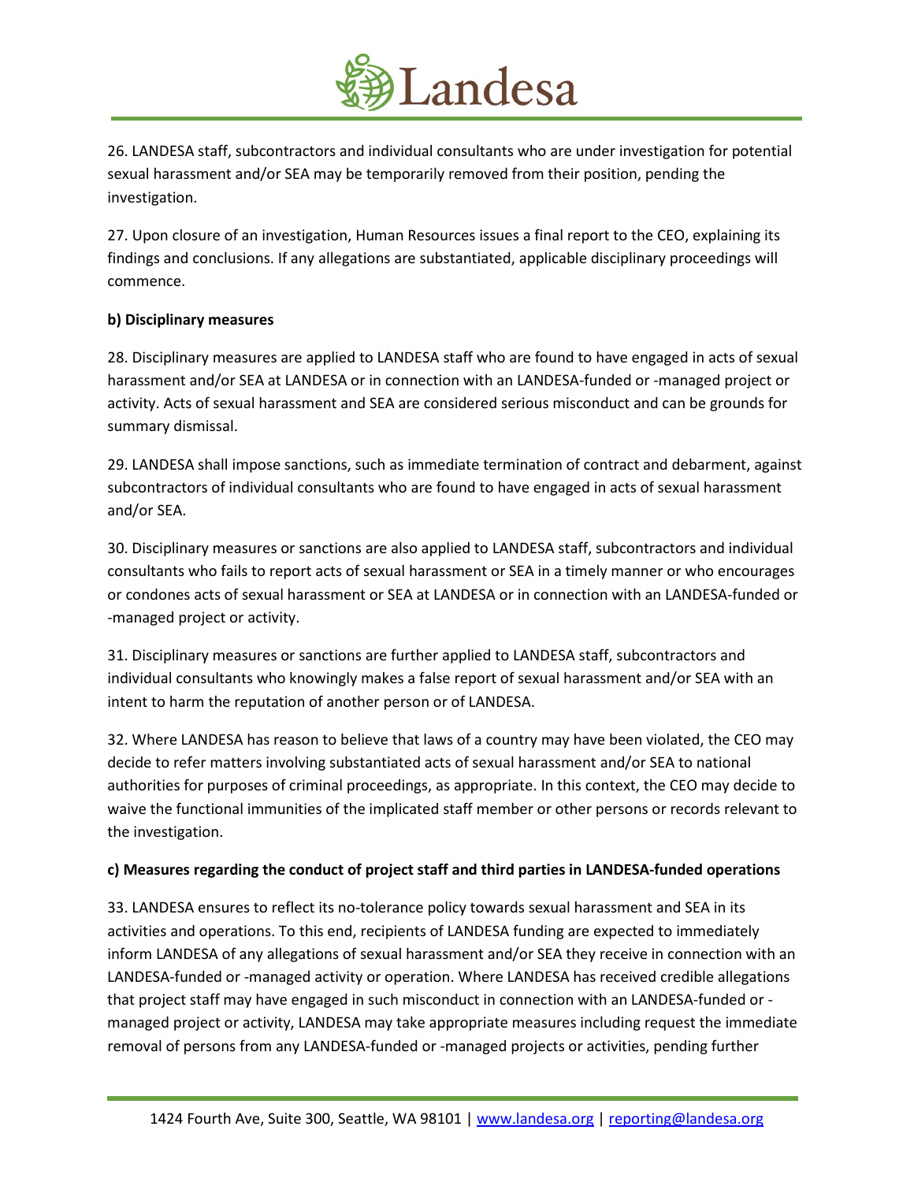26. LANDESA staff, subcontractors and individual consultants who are under investigation for potential sexual harassment and/or SEA may be temporarily removed from their position, pending the investigation.

27. Upon closure of an investigation, Human Resources issues a final report to the CEO, explaining its findings and conclusions. If any allegations are substantiated, applicable disciplinary proceedings will commence.

**b) Disciplinary measures**

28. Disciplinary measures are applied to LANDESA staff who are found to have engaged in acts of sexual harassment and/or SEA at LANDESA or in connection with an LANDESA-funded or -managed project or activity. Acts of sexual harassment and SEA are considered serious misconduct and can be grounds for summary dismissal.

29. LANDESA shall impose sanctions, such as immediate termination of contract and debarment, against subcontractors of individual consultants who are found to have engaged in acts of sexual harassment and/or SEA.

30. Disciplinary measures or sanctions are also applied to LANDESA staff, subcontractors and individual consultants who fails to report acts of sexual harassment or SEA in a timely manner or who encourages or condones acts of sexual harassment or SEA at LANDESA or in connection with an LANDESA-funded or -managed project or activity.

31. Disciplinary measures or sanctions are further applied to LANDESA staff, subcontractors and individual consultants who knowingly makes a false report of sexual harassment and/or SEA with an intent to harm the reputation of another person or of LANDESA.

32. Where LANDESA has reason to believe that laws of a country may have been violated, the CEO may decide to refer matters involving substantiated acts of sexual harassment and/or SEA to national authorities for purposes of criminal proceedings, as appropriate. In this context, the CEO may decide to waive the functional immunities of the implicated staff member or other persons or records relevant to the investigation.

**c) Measures regarding the conduct of project staff and third parties in LANDESA-funded operations**

33. LANDESA ensures to reflect its no-tolerance policy towards sexual harassment and SEA in its activities and operations. To this end, recipients of LANDESA funding are expected to immediately inform LANDESA of any allegations of sexual harassment and/or SEA they receive in connection with an LANDESA-funded or -managed activity or operation. Where LANDESA has received credible allegations that project staff may have engaged in such misconduct in connection with an LANDESA-funded or -managed project or activity, LANDESA may take appropriate measures including request the immediate removal of persons from any LANDESA-funded or -managed projects or activities, pending further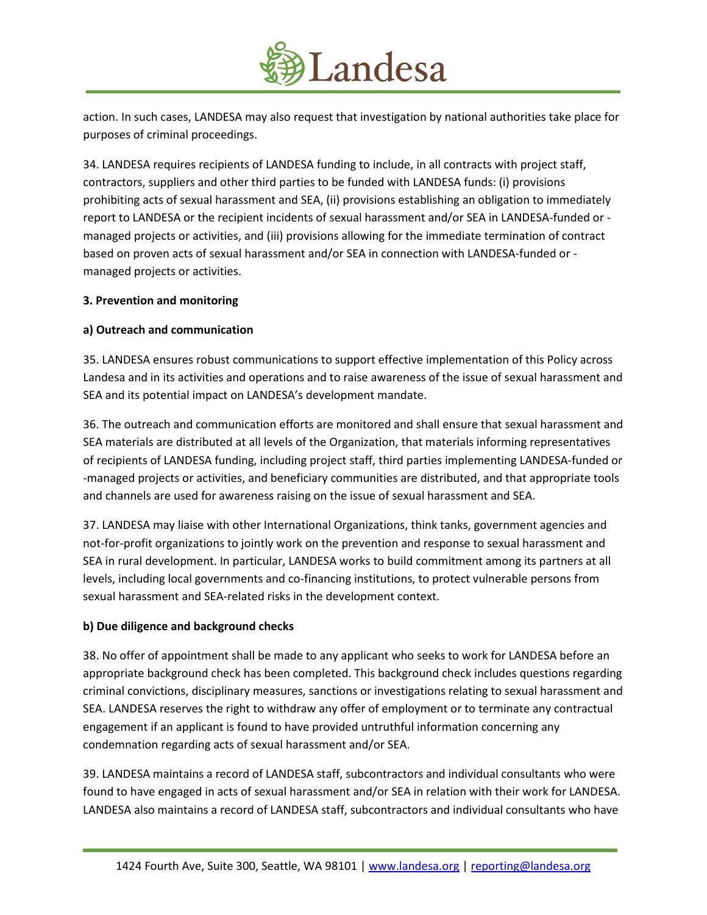action. In such cases, LANDESA may also request that investigation by national authorities take place for purposes of criminal proceedings.

34. LANDESA requires recipients of LANDESA funding to include, in all contracts with project staff, contractors, suppliers and other third parties to be funded with LANDESA funds: (i) provisions prohibiting acts of sexual harassment and SEA, (ii) provisions establishing an obligation to immediately report to LANDESA or the recipient incidents of sexual harassment and/or SEA in LANDESA-funded or -managed projects or activities, and (iii) provisions allowing for the immediate termination of contract based on proven acts of sexual harassment and/or SEA in connection with LANDESA-funded or -managed projects or activities.

**3. Prevention and monitoring**

**a) Outreach and communication**

35. LANDESA ensures robust communications to support effective implementation of this Policy across Landesa and in its activities and operations and to raise awareness of the issue of sexual harassment and SEA and its potential impact on LANDESA's development mandate.

36. The outreach and communication efforts are monitored and shall ensure that sexual harassment and SEA materials are distributed at all levels of the Organization, that materials informing representatives of recipients of LANDESA funding, including project staff, third parties implementing LANDESA-funded or -managed projects or activities, and beneficiary communities are distributed, and that appropriate tools and channels are used for awareness raising on the issue of sexual harassment and SEA.

37. LANDESA may liaise with other International Organizations, think tanks, government agencies and not-for-profit organizations to jointly work on the prevention and response to sexual harassment and SEA in rural development. In particular, LANDESA works to build commitment among its partners at all levels, including local governments and co-financing institutions, to protect vulnerable persons from sexual harassment and SEA-related risks in the development context.

**b) Due diligence and background checks**

38. No offer of appointment shall be made to any applicant who seeks to work for LANDESA before an appropriate background check has been completed. This background check includes questions regarding criminal convictions, disciplinary measures, sanctions or investigations relating to sexual harassment and SEA. LANDESA reserves the right to withdraw any offer of employment or to terminate any contractual engagement if an applicant is found to have provided untruthful information concerning any condemnation regarding acts of sexual harassment and/or SEA.

39. LANDESA maintains a record of LANDESA staff, subcontractors and individual consultants who were found to have engaged in acts of sexual harassment and/or SEA in relation with their work for LANDESA. LANDESA also maintains a record of LANDESA staff, subcontractors and individual consultants who have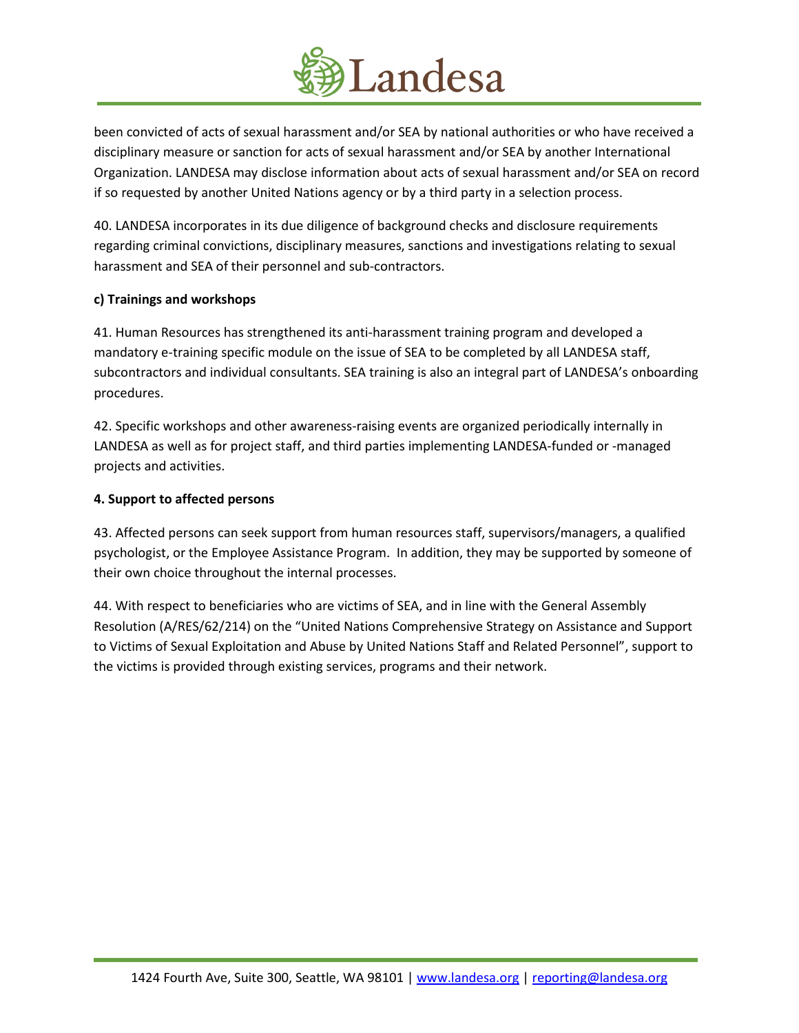been convicted of acts of sexual harassment and/or SEA by national authorities or who have received a disciplinary measure or sanction for acts of sexual harassment and/or SEA by another International Organization. LANDESA may disclose information about acts of sexual harassment and/or SEA on record if so requested by another United Nations agency or by a third party in a selection process.

40. LANDESA incorporates in its due diligence of background checks and disclosure requirements regarding criminal convictions, disciplinary measures, sanctions and investigations relating to sexual harassment and SEA of their personnel and sub-contractors.

**c) Trainings and workshops**

41. Human Resources has strengthened its anti-harassment training program and developed a mandatory e-training specific module on the issue of SEA to be completed by all LANDESA staff, subcontractors and individual consultants. SEA training is also an integral part of LANDESA's onboarding procedures.

42. Specific workshops and other awareness-raising events are organized periodically internally in LANDESA as well as for project staff, and third parties implementing LANDESA-funded or -managed projects and activities.

**4. Support to affected persons**

43. Affected persons can seek support from human resources staff, supervisors/managers, a qualified psychologist, or the Employee Assistance Program. In addition, they may be supported by someone of their own choice throughout the internal processes.

44. With respect to beneficiaries who are victims of SEA, and in line with the General Assembly Resolution (A/RES/62/214) on the "United Nations Comprehensive Strategy on Assistance and Support to Victims of Sexual Exploitation and Abuse by United Nations Staff and Related Personnel", support to the victims is provided through existing services, programs and their network.